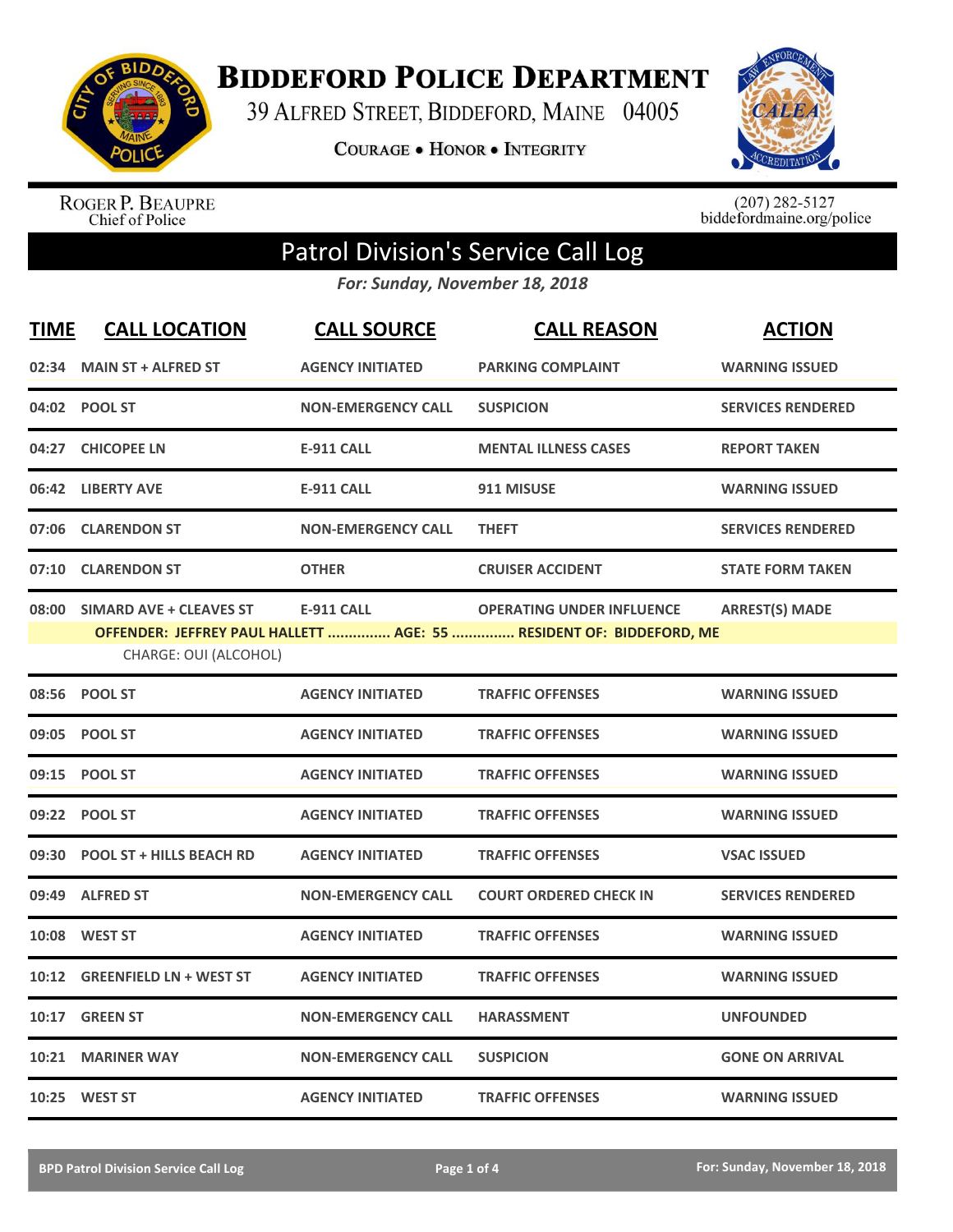# Biddeford Police Department

39 Alfred Street, Biddeford, Maine 04005

Courage • Honor • Integrity

Roger P. Beaupre
Chief of Police

(207) 282-5127
biddefordmaine.org/police

## Patrol Division's Service Call Log

*For: Sunday, November 18, 2018*

| TIME | CALL LOCATION | CALL SOURCE | CALL REASON | ACTION |
|---|---|---|---|---|
| 02:34 | MAIN ST + ALFRED ST | AGENCY INITIATED | PARKING COMPLAINT | WARNING ISSUED |
| 04:02 | POOL ST | NON-EMERGENCY CALL | SUSPICION | SERVICES RENDERED |
| 04:27 | CHICOPEE LN | E-911 CALL | MENTAL ILLNESS CASES | REPORT TAKEN |
| 06:42 | LIBERTY AVE | E-911 CALL | 911 MISUSE | WARNING ISSUED |
| 07:06 | CLARENDON ST | NON-EMERGENCY CALL | THEFT | SERVICES RENDERED |
| 07:10 | CLARENDON ST | OTHER | CRUISER ACCIDENT | STATE FORM TAKEN |
| 08:00 | SIMARD AVE + CLEAVES ST | E-911 CALL | OPERATING UNDER INFLUENCE | ARREST(S) MADE |
| | OFFENDER: JEFFREY PAUL HALLETT ............... AGE: 55 ............... RESIDENT OF: BIDDEFORD, ME | | | |
| | CHARGE: OUI (ALCOHOL) | | | |
| 08:56 | POOL ST | AGENCY INITIATED | TRAFFIC OFFENSES | WARNING ISSUED |
| 09:05 | POOL ST | AGENCY INITIATED | TRAFFIC OFFENSES | WARNING ISSUED |
| 09:15 | POOL ST | AGENCY INITIATED | TRAFFIC OFFENSES | WARNING ISSUED |
| 09:22 | POOL ST | AGENCY INITIATED | TRAFFIC OFFENSES | WARNING ISSUED |
| 09:30 | POOL ST + HILLS BEACH RD | AGENCY INITIATED | TRAFFIC OFFENSES | VSAC ISSUED |
| 09:49 | ALFRED ST | NON-EMERGENCY CALL | COURT ORDERED CHECK IN | SERVICES RENDERED |
| 10:08 | WEST ST | AGENCY INITIATED | TRAFFIC OFFENSES | WARNING ISSUED |
| 10:12 | GREENFIELD LN + WEST ST | AGENCY INITIATED | TRAFFIC OFFENSES | WARNING ISSUED |
| 10:17 | GREEN ST | NON-EMERGENCY CALL | HARASSMENT | UNFOUNDED |
| 10:21 | MARINER WAY | NON-EMERGENCY CALL | SUSPICION | GONE ON ARRIVAL |
| 10:25 | WEST ST | AGENCY INITIATED | TRAFFIC OFFENSES | WARNING ISSUED |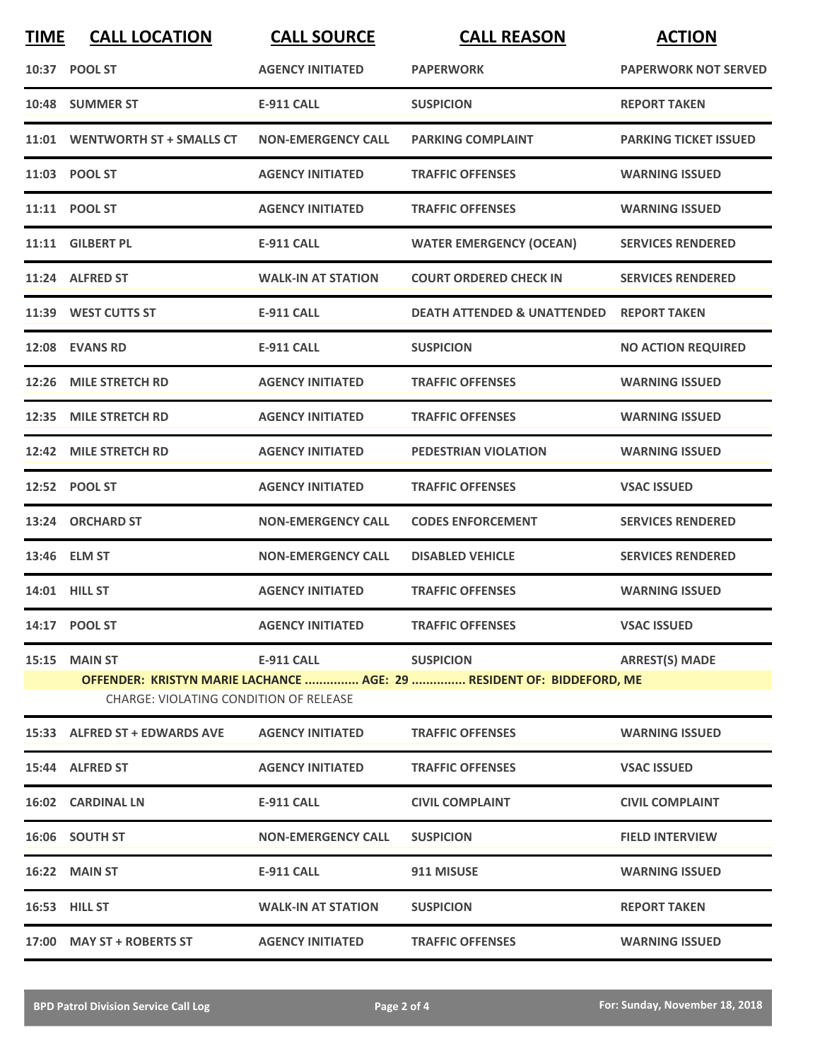| TIME | CALL LOCATION | CALL SOURCE | CALL REASON | ACTION |
|---|---|---|---|---|
| 10:37 | POOL ST | AGENCY INITIATED | PAPERWORK | PAPERWORK NOT SERVED |
| 10:48 | SUMMER ST | E-911 CALL | SUSPICION | REPORT TAKEN |
| 11:01 | WENTWORTH ST + SMALLS CT | NON-EMERGENCY CALL | PARKING COMPLAINT | PARKING TICKET ISSUED |
| 11:03 | POOL ST | AGENCY INITIATED | TRAFFIC OFFENSES | WARNING ISSUED |
| 11:11 | POOL ST | AGENCY INITIATED | TRAFFIC OFFENSES | WARNING ISSUED |
| 11:11 | GILBERT PL | E-911 CALL | WATER EMERGENCY (OCEAN) | SERVICES RENDERED |
| 11:24 | ALFRED ST | WALK-IN AT STATION | COURT ORDERED CHECK IN | SERVICES RENDERED |
| 11:39 | WEST CUTTS ST | E-911 CALL | DEATH ATTENDED & UNATTENDED | REPORT TAKEN |
| 12:08 | EVANS RD | E-911 CALL | SUSPICION | NO ACTION REQUIRED |
| 12:26 | MILE STRETCH RD | AGENCY INITIATED | TRAFFIC OFFENSES | WARNING ISSUED |
| 12:35 | MILE STRETCH RD | AGENCY INITIATED | TRAFFIC OFFENSES | WARNING ISSUED |
| 12:42 | MILE STRETCH RD | AGENCY INITIATED | PEDESTRIAN VIOLATION | WARNING ISSUED |
| 12:52 | POOL ST | AGENCY INITIATED | TRAFFIC OFFENSES | VSAC ISSUED |
| 13:24 | ORCHARD ST | NON-EMERGENCY CALL | CODES ENFORCEMENT | SERVICES RENDERED |
| 13:46 | ELM ST | NON-EMERGENCY CALL | DISABLED VEHICLE | SERVICES RENDERED |
| 14:01 | HILL ST | AGENCY INITIATED | TRAFFIC OFFENSES | WARNING ISSUED |
| 14:17 | POOL ST | AGENCY INITIATED | TRAFFIC OFFENSES | VSAC ISSUED |
| 15:15 | MAIN ST | E-911 CALL | SUSPICION | ARREST(S) MADE |
| | OFFENDER: KRISTYN MARIE LACHANCE ............... AGE: 29 ............... RESIDENT OF: BIDDEFORD, ME | | | |
| | CHARGE: VIOLATING CONDITION OF RELEASE | | | |
| 15:33 | ALFRED ST + EDWARDS AVE | AGENCY INITIATED | TRAFFIC OFFENSES | WARNING ISSUED |
| 15:44 | ALFRED ST | AGENCY INITIATED | TRAFFIC OFFENSES | VSAC ISSUED |
| 16:02 | CARDINAL LN | E-911 CALL | CIVIL COMPLAINT | CIVIL COMPLAINT |
| 16:06 | SOUTH ST | NON-EMERGENCY CALL | SUSPICION | FIELD INTERVIEW |
| 16:22 | MAIN ST | E-911 CALL | 911 MISUSE | WARNING ISSUED |
| 16:53 | HILL ST | WALK-IN AT STATION | SUSPICION | REPORT TAKEN |
| 17:00 | MAY ST + ROBERTS ST | AGENCY INITIATED | TRAFFIC OFFENSES | WARNING ISSUED |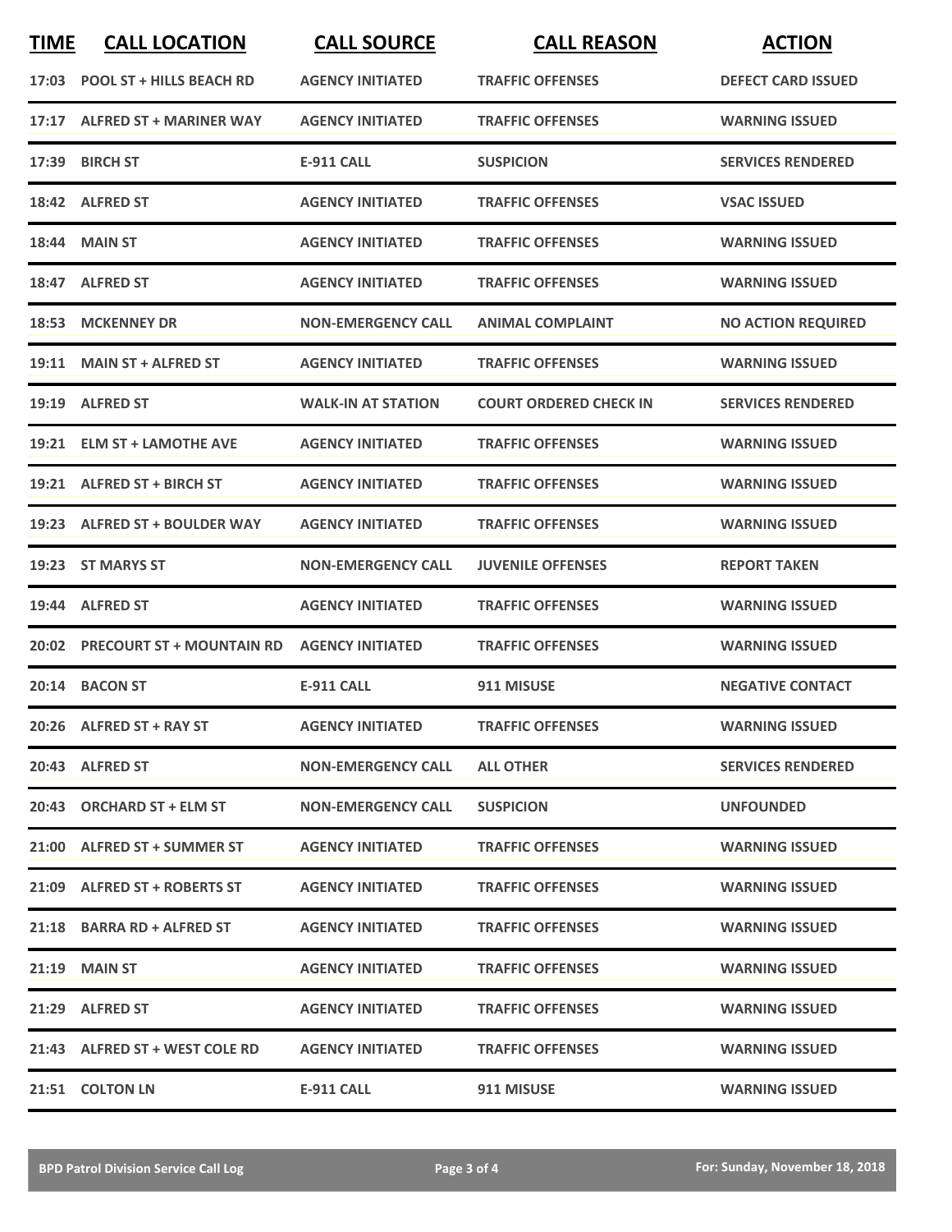| TIME | CALL LOCATION | CALL SOURCE | CALL REASON | ACTION |
|---|---|---|---|---|
| 17:03 | POOL ST + HILLS BEACH RD | AGENCY INITIATED | TRAFFIC OFFENSES | DEFECT CARD ISSUED |
| 17:17 | ALFRED ST + MARINER WAY | AGENCY INITIATED | TRAFFIC OFFENSES | WARNING ISSUED |
| 17:39 | BIRCH ST | E-911 CALL | SUSPICION | SERVICES RENDERED |
| 18:42 | ALFRED ST | AGENCY INITIATED | TRAFFIC OFFENSES | VSAC ISSUED |
| 18:44 | MAIN ST | AGENCY INITIATED | TRAFFIC OFFENSES | WARNING ISSUED |
| 18:47 | ALFRED ST | AGENCY INITIATED | TRAFFIC OFFENSES | WARNING ISSUED |
| 18:53 | MCKENNEY DR | NON-EMERGENCY CALL | ANIMAL COMPLAINT | NO ACTION REQUIRED |
| 19:11 | MAIN ST + ALFRED ST | AGENCY INITIATED | TRAFFIC OFFENSES | WARNING ISSUED |
| 19:19 | ALFRED ST | WALK-IN AT STATION | COURT ORDERED CHECK IN | SERVICES RENDERED |
| 19:21 | ELM ST + LAMOTHE AVE | AGENCY INITIATED | TRAFFIC OFFENSES | WARNING ISSUED |
| 19:21 | ALFRED ST + BIRCH ST | AGENCY INITIATED | TRAFFIC OFFENSES | WARNING ISSUED |
| 19:23 | ALFRED ST + BOULDER WAY | AGENCY INITIATED | TRAFFIC OFFENSES | WARNING ISSUED |
| 19:23 | ST MARYS ST | NON-EMERGENCY CALL | JUVENILE OFFENSES | REPORT TAKEN |
| 19:44 | ALFRED ST | AGENCY INITIATED | TRAFFIC OFFENSES | WARNING ISSUED |
| 20:02 | PRECOURT ST + MOUNTAIN RD | AGENCY INITIATED | TRAFFIC OFFENSES | WARNING ISSUED |
| 20:14 | BACON ST | E-911 CALL | 911 MISUSE | NEGATIVE CONTACT |
| 20:26 | ALFRED ST + RAY ST | AGENCY INITIATED | TRAFFIC OFFENSES | WARNING ISSUED |
| 20:43 | ALFRED ST | NON-EMERGENCY CALL | ALL OTHER | SERVICES RENDERED |
| 20:43 | ORCHARD ST + ELM ST | NON-EMERGENCY CALL | SUSPICION | UNFOUNDED |
| 21:00 | ALFRED ST + SUMMER ST | AGENCY INITIATED | TRAFFIC OFFENSES | WARNING ISSUED |
| 21:09 | ALFRED ST + ROBERTS ST | AGENCY INITIATED | TRAFFIC OFFENSES | WARNING ISSUED |
| 21:18 | BARRA RD + ALFRED ST | AGENCY INITIATED | TRAFFIC OFFENSES | WARNING ISSUED |
| 21:19 | MAIN ST | AGENCY INITIATED | TRAFFIC OFFENSES | WARNING ISSUED |
| 21:29 | ALFRED ST | AGENCY INITIATED | TRAFFIC OFFENSES | WARNING ISSUED |
| 21:43 | ALFRED ST + WEST COLE RD | AGENCY INITIATED | TRAFFIC OFFENSES | WARNING ISSUED |
| 21:51 | COLTON LN | E-911 CALL | 911 MISUSE | WARNING ISSUED |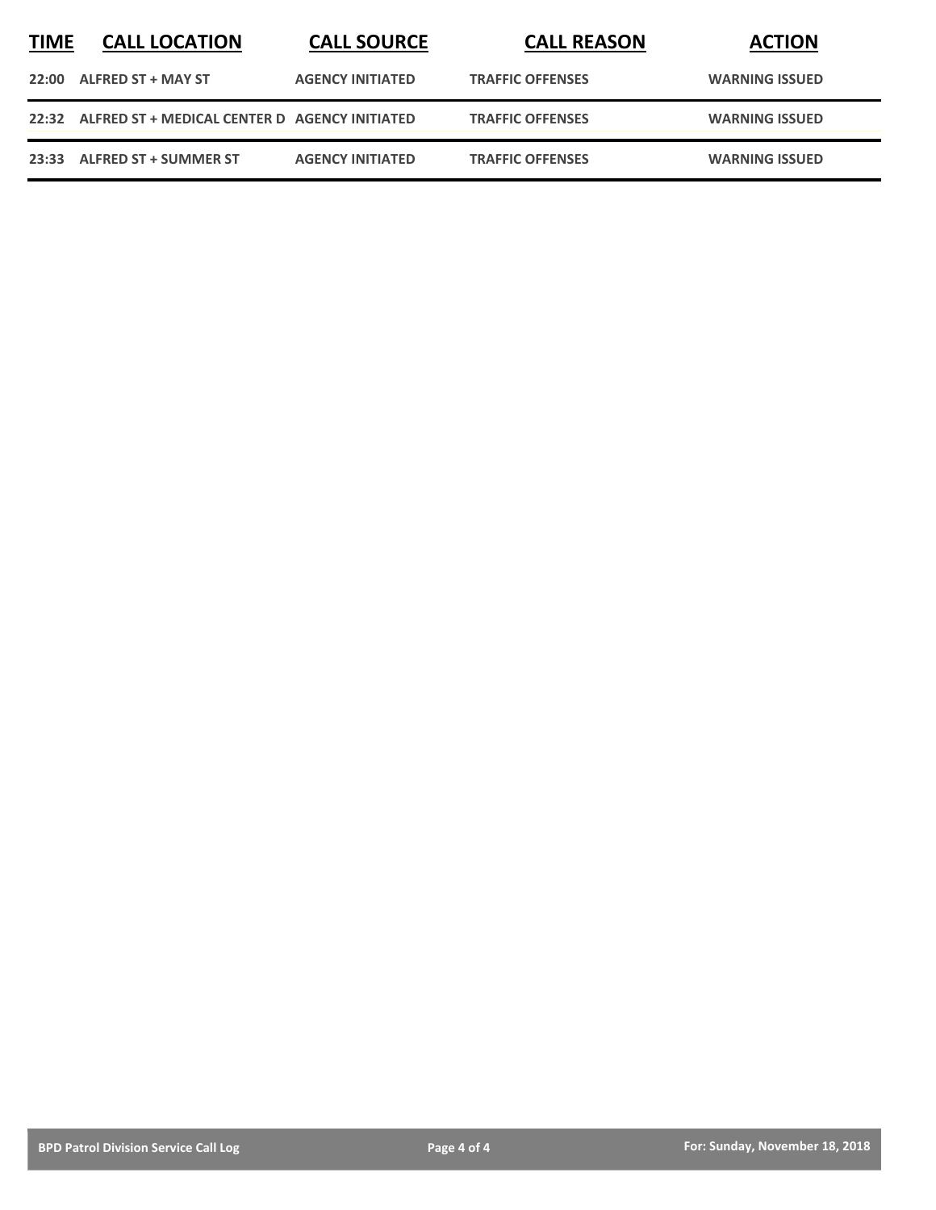| TIME | CALL LOCATION | CALL SOURCE | CALL REASON | ACTION |
|---|---|---|---|---|
| 22:00 | ALFRED ST + MAY ST | AGENCY INITIATED | TRAFFIC OFFENSES | WARNING ISSUED |
| 22:32 | ALFRED ST + MEDICAL CENTER D | AGENCY INITIATED | TRAFFIC OFFENSES | WARNING ISSUED |
| 23:33 | ALFRED ST + SUMMER ST | AGENCY INITIATED | TRAFFIC OFFENSES | WARNING ISSUED |